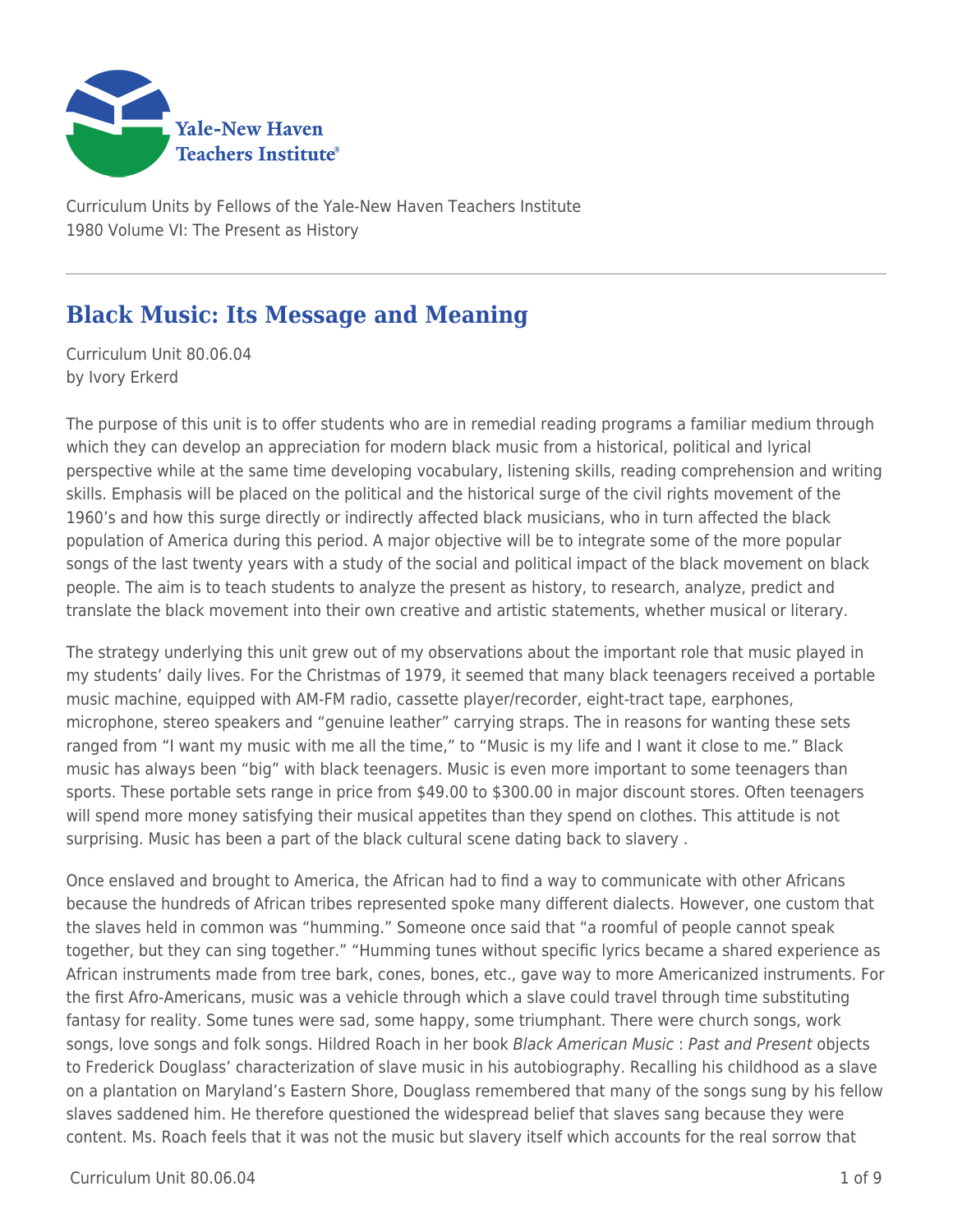Curriculum Units by Fellows of the Yale-New Haven Teachers Institute
1980 Volume VI: The Present as History

# Black Music: Its Message and Meaning

Curriculum Unit 80.06.04
by Ivory Erkerd

The purpose of this unit is to offer students who are in remedial reading programs a familiar medium through which they can develop an appreciation for modern black music from a historical, political and lyrical perspective while at the same time developing vocabulary, listening skills, reading comprehension and writing skills. Emphasis will be placed on the political and the historical surge of the civil rights movement of the 1960's and how this surge directly or indirectly affected black musicians, who in turn affected the black population of America during this period. A major objective will be to integrate some of the more popular songs of the last twenty years with a study of the social and political impact of the black movement on black people. The aim is to teach students to analyze the present as history, to research, analyze, predict and translate the black movement into their own creative and artistic statements, whether musical or literary.

The strategy underlying this unit grew out of my observations about the important role that music played in my students' daily lives. For the Christmas of 1979, it seemed that many black teenagers received a portable music machine, equipped with AM-FM radio, cassette player/recorder, eight-tract tape, earphones, microphone, stereo speakers and "genuine leather" carrying straps. The in reasons for wanting these sets ranged from "I want my music with me all the time," to "Music is my life and I want it close to me." Black music has always been "big" with black teenagers. Music is even more important to some teenagers than sports. These portable sets range in price from $49.00 to $300.00 in major discount stores. Often teenagers will spend more money satisfying their musical appetites than they spend on clothes. This attitude is not surprising. Music has been a part of the black cultural scene dating back to slavery .

Once enslaved and brought to America, the African had to find a way to communicate with other Africans because the hundreds of African tribes represented spoke many different dialects. However, one custom that the slaves held in common was "humming." Someone once said that "a roomful of people cannot speak together, but they can sing together." "Humming tunes without specific lyrics became a shared experience as African instruments made from tree bark, cones, bones, etc., gave way to more Americanized instruments. For the first Afro-Americans, music was a vehicle through which a slave could travel through time substituting fantasy for reality. Some tunes were sad, some happy, some triumphant. There were church songs, work songs, love songs and folk songs. Hildred Roach in her book *Black American Music* : *Past and Present* objects to Frederick Douglass' characterization of slave music in his autobiography. Recalling his childhood as a slave on a plantation on Maryland's Eastern Shore, Douglass remembered that many of the songs sung by his fellow slaves saddened him. He therefore questioned the widespread belief that slaves sang because they were content. Ms. Roach feels that it was not the music but slavery itself which accounts for the real sorrow that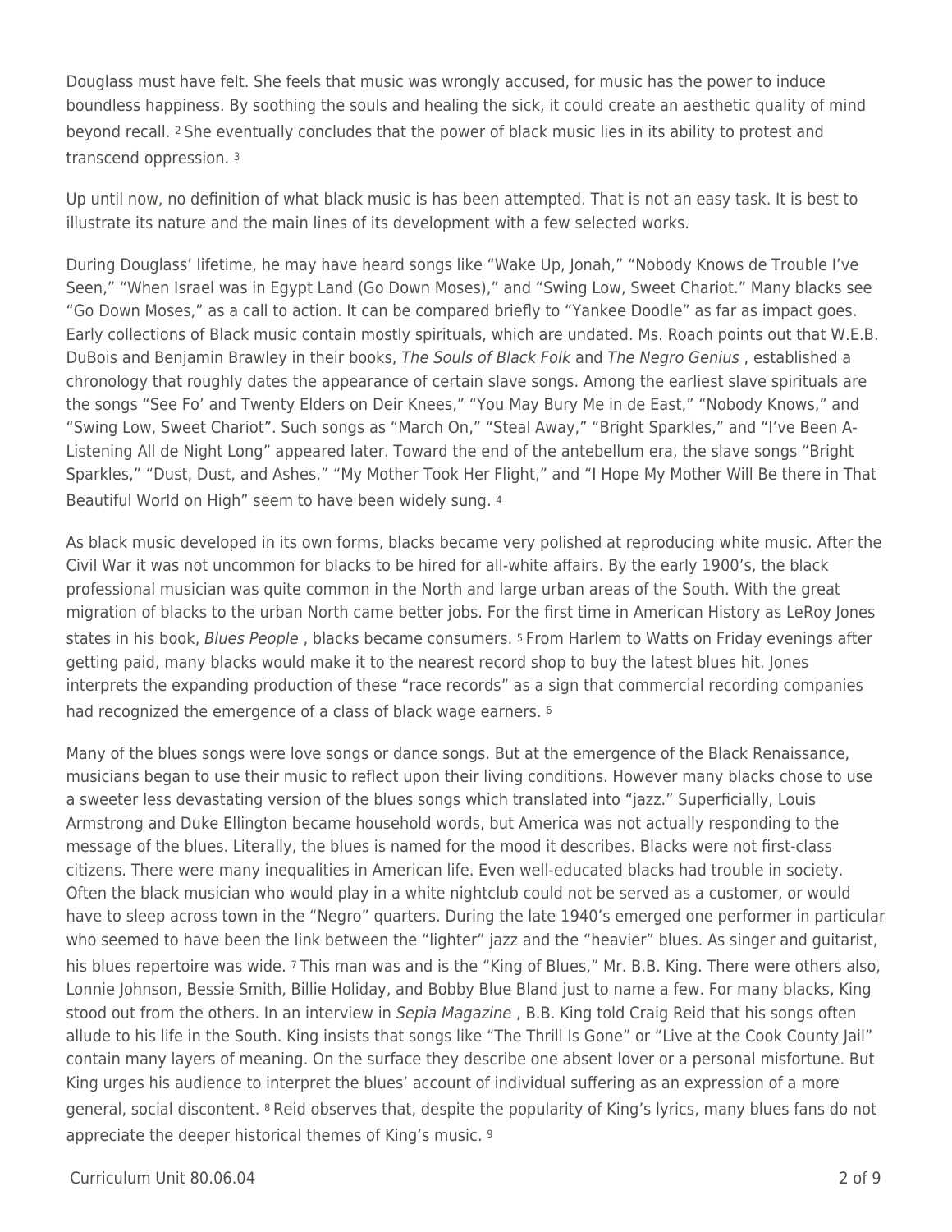Douglass must have felt. She feels that music was wrongly accused, for music has the power to induce boundless happiness. By soothing the souls and healing the sick, it could create an aesthetic quality of mind beyond recall. [2] She eventually concludes that the power of black music lies in its ability to protest and transcend oppression. [3]

Up until now, no definition of what black music is has been attempted. That is not an easy task. It is best to illustrate its nature and the main lines of its development with a few selected works.

During Douglass' lifetime, he may have heard songs like "Wake Up, Jonah," "Nobody Knows de Trouble I've Seen," "When Israel was in Egypt Land (Go Down Moses)," and "Swing Low, Sweet Chariot." Many blacks see "Go Down Moses," as a call to action. It can be compared briefly to "Yankee Doodle" as far as impact goes. Early collections of Black music contain mostly spirituals, which are undated. Ms. Roach points out that W.E.B. DuBois and Benjamin Brawley in their books, *The Souls of Black Folk* and *The Negro Genius* , established a chronology that roughly dates the appearance of certain slave songs. Among the earliest slave spirituals are the songs "See Fo' and Twenty Elders on Deir Knees," "You May Bury Me in de East," "Nobody Knows," and "Swing Low, Sweet Chariot". Such songs as "March On," "Steal Away," "Bright Sparkles," and "I've Been A-Listening All de Night Long" appeared later. Toward the end of the antebellum era, the slave songs "Bright Sparkles," "Dust, Dust, and Ashes," "My Mother Took Her Flight," and "I Hope My Mother Will Be there in That Beautiful World on High" seem to have been widely sung. [4]

As black music developed in its own forms, blacks became very polished at reproducing white music. After the Civil War it was not uncommon for blacks to be hired for all-white affairs. By the early 1900's, the black professional musician was quite common in the North and large urban areas of the South. With the great migration of blacks to the urban North came better jobs. For the first time in American History as LeRoy Jones states in his book, *Blues People* , blacks became consumers. [5] From Harlem to Watts on Friday evenings after getting paid, many blacks would make it to the nearest record shop to buy the latest blues hit. Jones interprets the expanding production of these "race records" as a sign that commercial recording companies had recognized the emergence of a class of black wage earners. [6]

Many of the blues songs were love songs or dance songs. But at the emergence of the Black Renaissance, musicians began to use their music to reflect upon their living conditions. However many blacks chose to use a sweeter less devastating version of the blues songs which translated into "jazz." Superficially, Louis Armstrong and Duke Ellington became household words, but America was not actually responding to the message of the blues. Literally, the blues is named for the mood it describes. Blacks were not first-class citizens. There were many inequalities in American life. Even well-educated blacks had trouble in society. Often the black musician who would play in a white nightclub could not be served as a customer, or would have to sleep across town in the "Negro" quarters. During the late 1940's emerged one performer in particular who seemed to have been the link between the "lighter" jazz and the "heavier" blues. As singer and guitarist, his blues repertoire was wide. [7] This man was and is the "King of Blues," Mr. B.B. King. There were others also, Lonnie Johnson, Bessie Smith, Billie Holiday, and Bobby Blue Bland just to name a few. For many blacks, King stood out from the others. In an interview in *Sepia Magazine* , B.B. King told Craig Reid that his songs often allude to his life in the South. King insists that songs like "The Thrill Is Gone" or "Live at the Cook County Jail" contain many layers of meaning. On the surface they describe one absent lover or a personal misfortune. But King urges his audience to interpret the blues' account of individual suffering as an expression of a more general, social discontent. [8] Reid observes that, despite the popularity of King's lyrics, many blues fans do not appreciate the deeper historical themes of King's music. [9]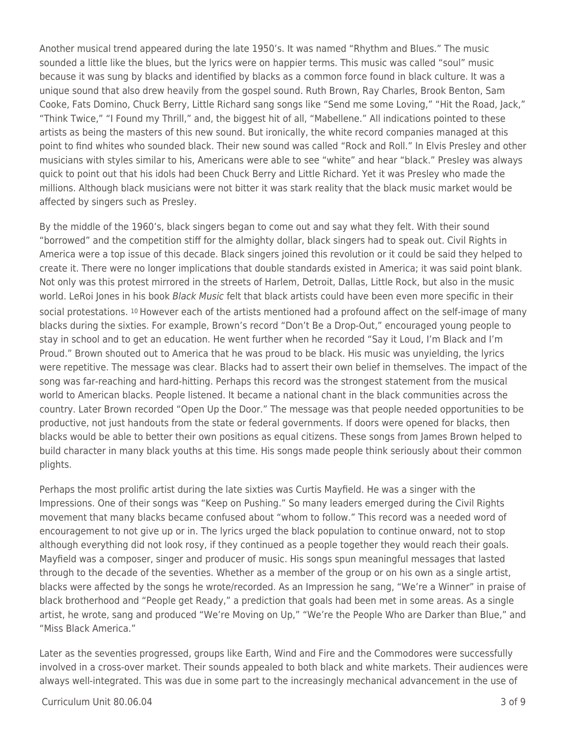Another musical trend appeared during the late 1950's. It was named "Rhythm and Blues." The music sounded a little like the blues, but the lyrics were on happier terms. This music was called "soul" music because it was sung by blacks and identified by blacks as a common force found in black culture. It was a unique sound that also drew heavily from the gospel sound. Ruth Brown, Ray Charles, Brook Benton, Sam Cooke, Fats Domino, Chuck Berry, Little Richard sang songs like "Send me some Loving," "Hit the Road, Jack," "Think Twice," "I Found my Thrill," and, the biggest hit of all, "Mabellene." All indications pointed to these artists as being the masters of this new sound. But ironically, the white record companies managed at this point to find whites who sounded black. Their new sound was called "Rock and Roll." In Elvis Presley and other musicians with styles similar to his, Americans were able to see "white" and hear "black." Presley was always quick to point out that his idols had been Chuck Berry and Little Richard. Yet it was Presley who made the millions. Although black musicians were not bitter it was stark reality that the black music market would be affected by singers such as Presley.

By the middle of the 1960's, black singers began to come out and say what they felt. With their sound "borrowed" and the competition stiff for the almighty dollar, black singers had to speak out. Civil Rights in America were a top issue of this decade. Black singers joined this revolution or it could be said they helped to create it. There were no longer implications that double standards existed in America; it was said point blank. Not only was this protest mirrored in the streets of Harlem, Detroit, Dallas, Little Rock, but also in the music world. LeRoi Jones in his book *Black Music* felt that black artists could have been even more specific in their social protestations. [10] However each of the artists mentioned had a profound affect on the self-image of many blacks during the sixties. For example, Brown's record "Don't Be a Drop-Out," encouraged young people to stay in school and to get an education. He went further when he recorded "Say it Loud, I'm Black and I'm Proud." Brown shouted out to America that he was proud to be black. His music was unyielding, the lyrics were repetitive. The message was clear. Blacks had to assert their own belief in themselves. The impact of the song was far-reaching and hard-hitting. Perhaps this record was the strongest statement from the musical world to American blacks. People listened. It became a national chant in the black communities across the country. Later Brown recorded "Open Up the Door." The message was that people needed opportunities to be productive, not just handouts from the state or federal governments. If doors were opened for blacks, then blacks would be able to better their own positions as equal citizens. These songs from James Brown helped to build character in many black youths at this time. His songs made people think seriously about their common plights.

Perhaps the most prolific artist during the late sixties was Curtis Mayfield. He was a singer with the Impressions. One of their songs was "Keep on Pushing." So many leaders emerged during the Civil Rights movement that many blacks became confused about "whom to follow." This record was a needed word of encouragement to not give up or in. The lyrics urged the black population to continue onward, not to stop although everything did not look rosy, if they continued as a people together they would reach their goals. Mayfield was a composer, singer and producer of music. His songs spun meaningful messages that lasted through to the decade of the seventies. Whether as a member of the group or on his own as a single artist, blacks were affected by the songs he wrote/recorded. As an Impression he sang, "We're a Winner" in praise of black brotherhood and "People get Ready," a prediction that goals had been met in some areas. As a single artist, he wrote, sang and produced "We're Moving on Up," "We're the People Who are Darker than Blue," and "Miss Black America."

Later as the seventies progressed, groups like Earth, Wind and Fire and the Commodores were successfully involved in a cross-over market. Their sounds appealed to both black and white markets. Their audiences were always well-integrated. This was due in some part to the increasingly mechanical advancement in the use of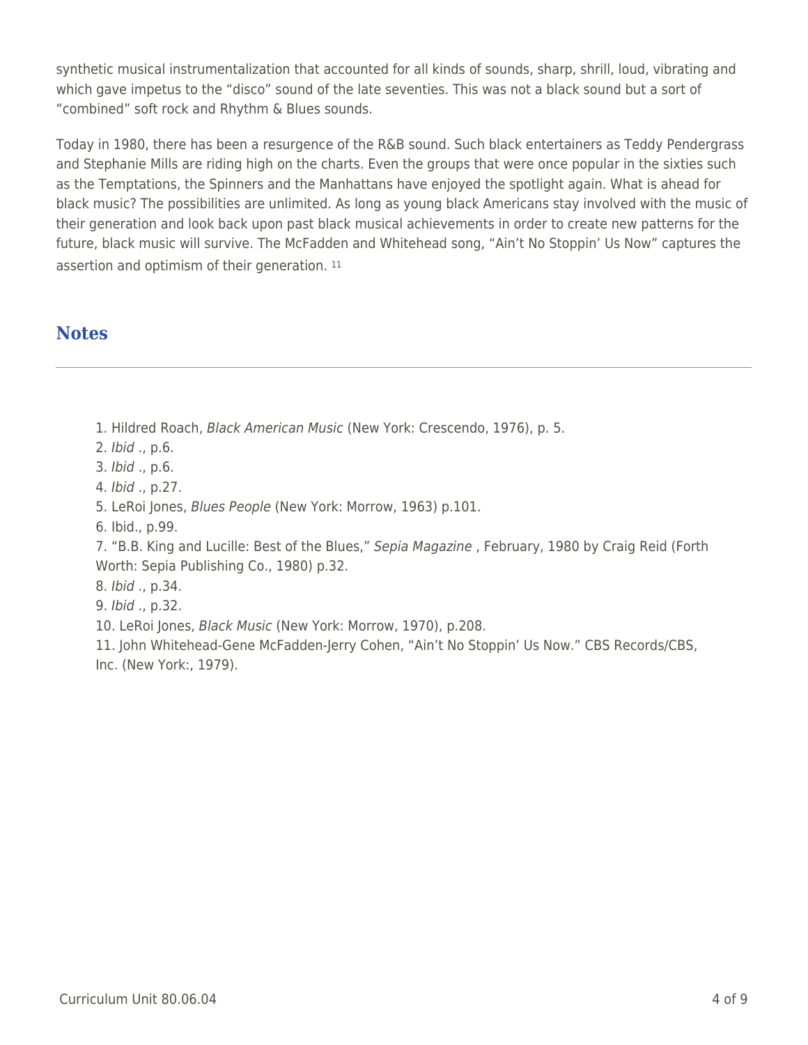synthetic musical instrumentalization that accounted for all kinds of sounds, sharp, shrill, loud, vibrating and which gave impetus to the "disco" sound of the late seventies. This was not a black sound but a sort of "combined" soft rock and Rhythm & Blues sounds.

Today in 1980, there has been a resurgence of the R&B sound. Such black entertainers as Teddy Pendergrass and Stephanie Mills are riding high on the charts. Even the groups that were once popular in the sixties such as the Temptations, the Spinners and the Manhattans have enjoyed the spotlight again. What is ahead for black music? The possibilities are unlimited. As long as young black Americans stay involved with the music of their generation and look back upon past black musical achievements in order to create new patterns for the future, black music will survive. The McFadden and Whitehead song, "Ain't No Stoppin' Us Now" captures the assertion and optimism of their generation. [11]

## Notes

1. Hildred Roach, *Black American Music* (New York: Crescendo, 1976), p. 5.
2. *Ibid* ., p.6.
3. *Ibid* ., p.6.
4. *Ibid* ., p.27.
5. LeRoi Jones, *Blues People* (New York: Morrow, 1963) p.101.
6. Ibid., p.99.
7. "B.B. King and Lucille: Best of the Blues," *Sepia Magazine* , February, 1980 by Craig Reid (Forth Worth: Sepia Publishing Co., 1980) p.32.
8. *Ibid* ., p.34.
9. *Ibid* ., p.32.
10. LeRoi Jones, *Black Music* (New York: Morrow, 1970), p.208.
11. John Whitehead-Gene McFadden-Jerry Cohen, "Ain't No Stoppin' Us Now." CBS Records/CBS, Inc. (New York:, 1979).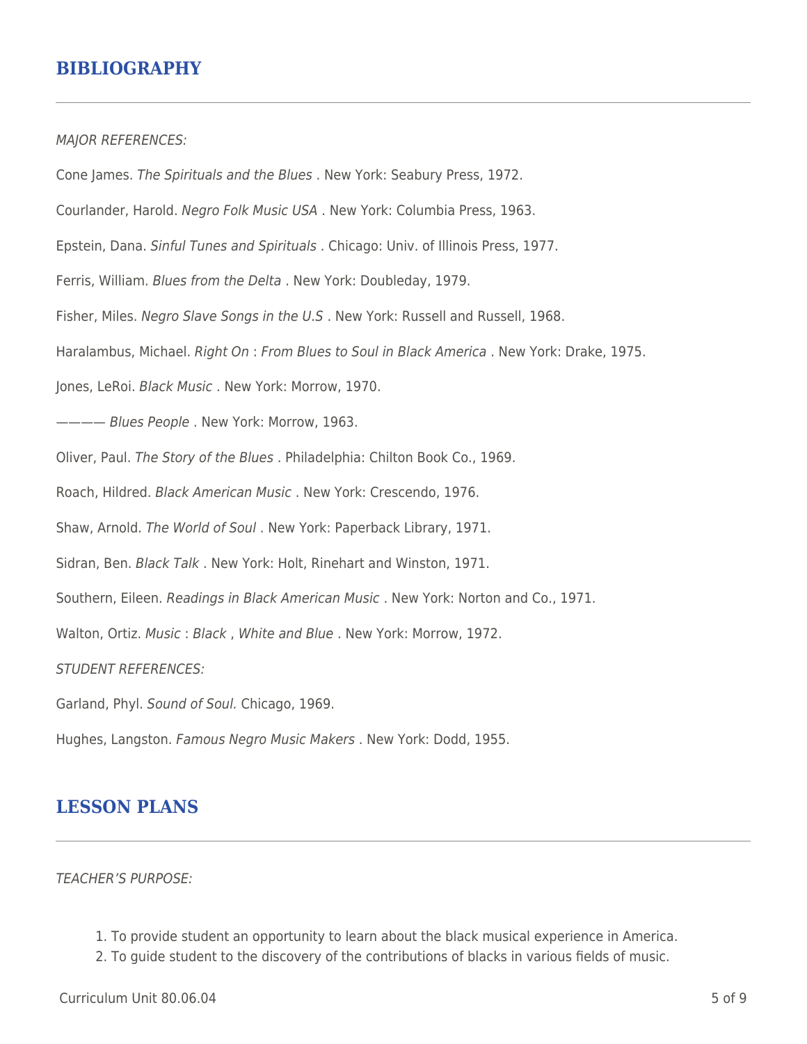## BIBLIOGRAPHY

*MAJOR REFERENCES:*

Cone James. *The Spirituals and the Blues* . New York: Seabury Press, 1972.

Courlander, Harold. *Negro Folk Music USA* . New York: Columbia Press, 1963.

Epstein, Dana. *Sinful Tunes and Spirituals* . Chicago: Univ. of Illinois Press, 1977.

Ferris, William. *Blues from the Delta* . New York: Doubleday, 1979.

Fisher, Miles. *Negro Slave Songs in the U.S* . New York: Russell and Russell, 1968.

Haralambus, Michael. *Right On* : *From Blues to Soul in Black America* . New York: Drake, 1975.

Jones, LeRoi. *Black Music* . New York: Morrow, 1970.

———— *Blues People* . New York: Morrow, 1963.

Oliver, Paul. *The Story of the Blues* . Philadelphia: Chilton Book Co., 1969.

Roach, Hildred. *Black American Music* . New York: Crescendo, 1976.

Shaw, Arnold. *The World of Soul* . New York: Paperback Library, 1971.

Sidran, Ben. *Black Talk* . New York: Holt, Rinehart and Winston, 1971.

Southern, Eileen. *Readings in Black American Music* . New York: Norton and Co., 1971.

Walton, Ortiz. *Music* : *Black* , *White and Blue* . New York: Morrow, 1972.

*STUDENT REFERENCES:*

Garland, Phyl. *Sound of Soul.* Chicago, 1969.

Hughes, Langston. *Famous Negro Music Makers* . New York: Dodd, 1955.

## LESSON PLANS

*TEACHER'S PURPOSE:*

1. To provide student an opportunity to learn about the black musical experience in America.
2. To guide student to the discovery of the contributions of blacks in various fields of music.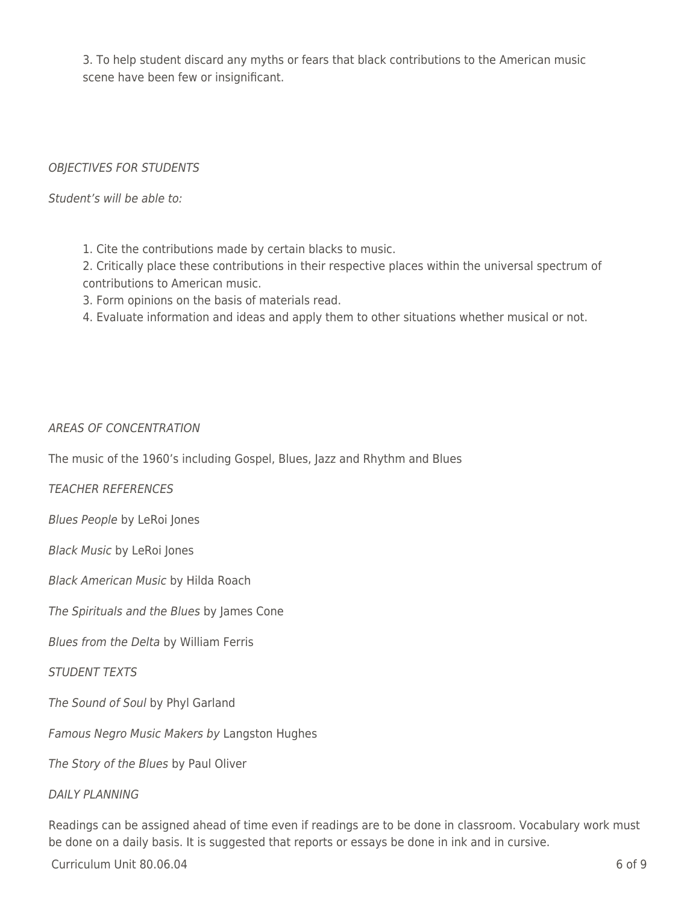3. To help student discard any myths or fears that black contributions to the American music scene have been few or insignificant.

*OBJECTIVES FOR STUDENTS*

*Student's will be able to:*

1. Cite the contributions made by certain blacks to music.
2. Critically place these contributions in their respective places within the universal spectrum of contributions to American music.
3. Form opinions on the basis of materials read.
4. Evaluate information and ideas and apply them to other situations whether musical or not.

*AREAS OF CONCENTRATION*

The music of the 1960's including Gospel, Blues, Jazz and Rhythm and Blues

*TEACHER REFERENCES*

*Blues People* by LeRoi Jones

*Black Music* by LeRoi Jones

*Black American Music* by Hilda Roach

*The Spirituals and the Blues* by James Cone

*Blues from the Delta* by William Ferris

*STUDENT TEXTS*

*The Sound of Soul* by Phyl Garland

*Famous Negro Music Makers by* Langston Hughes

*The Story of the Blues* by Paul Oliver

*DAILY PLANNING*

Readings can be assigned ahead of time even if readings are to be done in classroom. Vocabulary work must be done on a daily basis. It is suggested that reports or essays be done in ink and in cursive.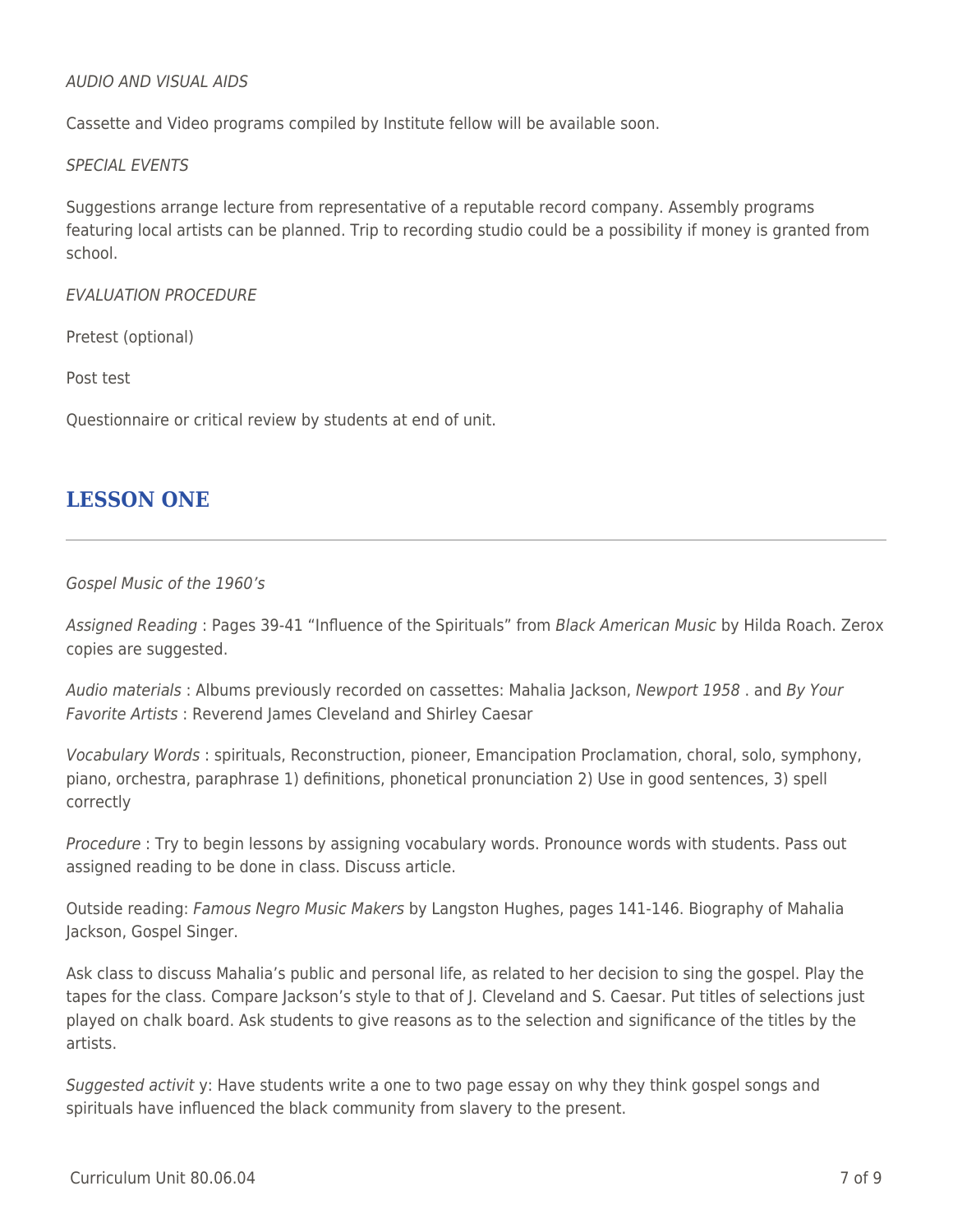*AUDIO AND VISUAL AIDS*

Cassette and Video programs compiled by Institute fellow will be available soon.

*SPECIAL EVENTS*

Suggestions arrange lecture from representative of a reputable record company. Assembly programs featuring local artists can be planned. Trip to recording studio could be a possibility if money is granted from school.

*EVALUATION PROCEDURE*

Pretest (optional)

Post test

Questionnaire or critical review by students at end of unit.

## LESSON ONE

*Gospel Music of the 1960's*

*Assigned Reading* : Pages 39-41 "Influence of the Spirituals" from *Black American Music* by Hilda Roach. Zerox copies are suggested.

*Audio materials* : Albums previously recorded on cassettes: Mahalia Jackson, *Newport 1958* . and *By Your Favorite Artists* : Reverend James Cleveland and Shirley Caesar

*Vocabulary Words* : spirituals, Reconstruction, pioneer, Emancipation Proclamation, choral, solo, symphony, piano, orchestra, paraphrase 1) definitions, phonetical pronunciation 2) Use in good sentences, 3) spell correctly

*Procedure* : Try to begin lessons by assigning vocabulary words. Pronounce words with students. Pass out assigned reading to be done in class. Discuss article.

Outside reading: *Famous Negro Music Makers* by Langston Hughes, pages 141-146. Biography of Mahalia Jackson, Gospel Singer.

Ask class to discuss Mahalia's public and personal life, as related to her decision to sing the gospel. Play the tapes for the class. Compare Jackson's style to that of J. Cleveland and S. Caesar. Put titles of selections just played on chalk board. Ask students to give reasons as to the selection and significance of the titles by the artists.

*Suggested activit* y: Have students write a one to two page essay on why they think gospel songs and spirituals have influenced the black community from slavery to the present.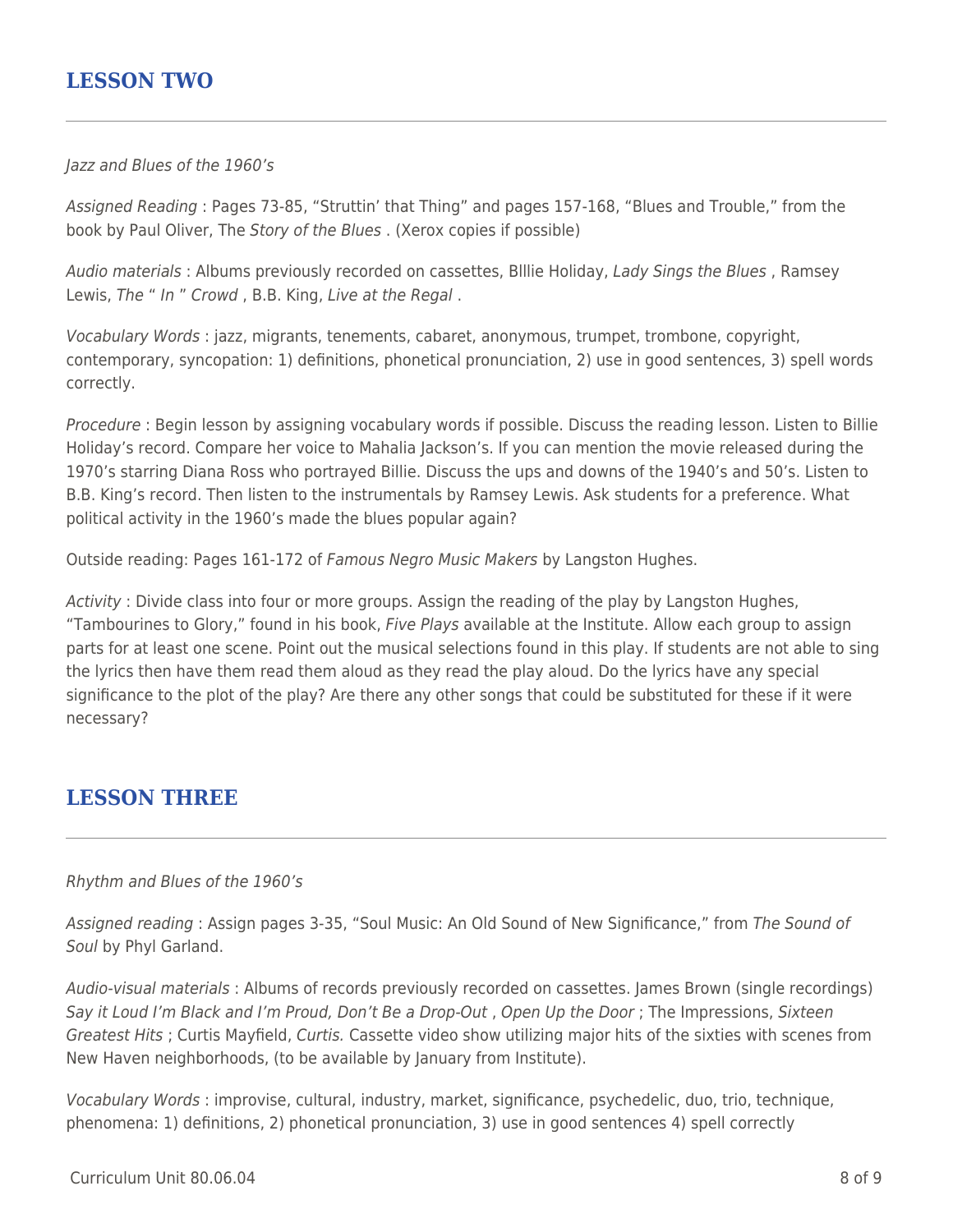## LESSON TWO

*Jazz and Blues of the 1960's*

*Assigned Reading* : Pages 73-85, "Struttin' that Thing" and pages 157-168, "Blues and Trouble," from the book by Paul Oliver, The *Story of the Blues* . (Xerox copies if possible)

*Audio materials* : Albums previously recorded on cassettes, Blllie Holiday, *Lady Sings the Blues* , Ramsey Lewis, *The " In " Crowd* , B.B. King, *Live at the Regal* .

*Vocabulary Words* : jazz, migrants, tenements, cabaret, anonymous, trumpet, trombone, copyright, contemporary, syncopation: 1) definitions, phonetical pronunciation, 2) use in good sentences, 3) spell words correctly.

*Procedure* : Begin lesson by assigning vocabulary words if possible. Discuss the reading lesson. Listen to Billie Holiday's record. Compare her voice to Mahalia Jackson's. If you can mention the movie released during the 1970's starring Diana Ross who portrayed Billie. Discuss the ups and downs of the 1940's and 50's. Listen to B.B. King's record. Then listen to the instrumentals by Ramsey Lewis. Ask students for a preference. What political activity in the 1960's made the blues popular again?

Outside reading: Pages 161-172 of *Famous Negro Music Makers* by Langston Hughes.

*Activity* : Divide class into four or more groups. Assign the reading of the play by Langston Hughes, "Tambourines to Glory," found in his book, *Five Plays* available at the Institute. Allow each group to assign parts for at least one scene. Point out the musical selections found in this play. If students are not able to sing the lyrics then have them read them aloud as they read the play aloud. Do the lyrics have any special significance to the plot of the play? Are there any other songs that could be substituted for these if it were necessary?

## LESSON THREE

*Rhythm and Blues of the 1960's*

*Assigned reading* : Assign pages 3-35, "Soul Music: An Old Sound of New Significance," from *The Sound of Soul* by Phyl Garland.

*Audio-visual materials* : Albums of records previously recorded on cassettes. James Brown (single recordings) *Say it Loud I'm Black and I'm Proud, Don't Be a Drop-Out* , *Open Up the Door* ; The Impressions, *Sixteen Greatest Hits* ; Curtis Mayfield, *Curtis.* Cassette video show utilizing major hits of the sixties with scenes from New Haven neighborhoods, (to be available by January from Institute).

*Vocabulary Words* : improvise, cultural, industry, market, significance, psychedelic, duo, trio, technique, phenomena: 1) definitions, 2) phonetical pronunciation, 3) use in good sentences 4) spell correctly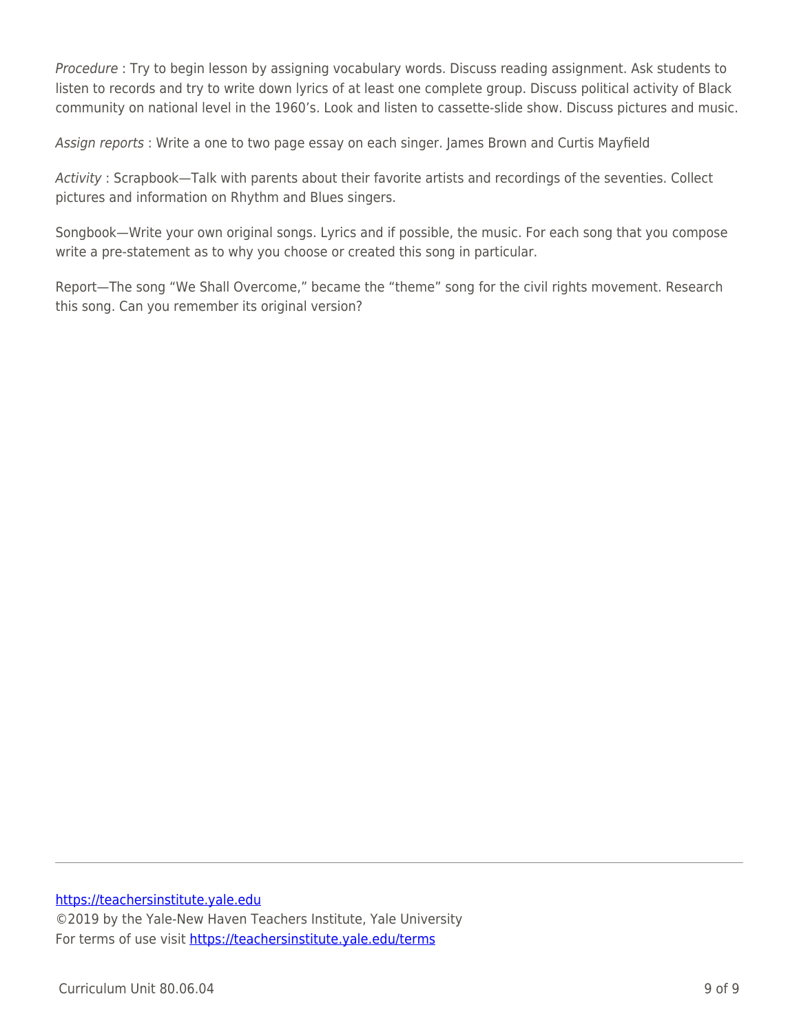*Procedure* : Try to begin lesson by assigning vocabulary words. Discuss reading assignment. Ask students to listen to records and try to write down lyrics of at least one complete group. Discuss political activity of Black community on national level in the 1960's. Look and listen to cassette-slide show. Discuss pictures and music.

*Assign reports* : Write a one to two page essay on each singer. James Brown and Curtis Mayfield

*Activity* : Scrapbook—Talk with parents about their favorite artists and recordings of the seventies. Collect pictures and information on Rhythm and Blues singers.

Songbook—Write your own original songs. Lyrics and if possible, the music. For each song that you compose write a pre-statement as to why you choose or created this song in particular.

Report—The song "We Shall Overcome," became the "theme" song for the civil rights movement. Research this song. Can you remember its original version?

https://teachersinstitute.yale.edu
©2019 by the Yale-New Haven Teachers Institute, Yale University
For terms of use visit https://teachersinstitute.yale.edu/terms